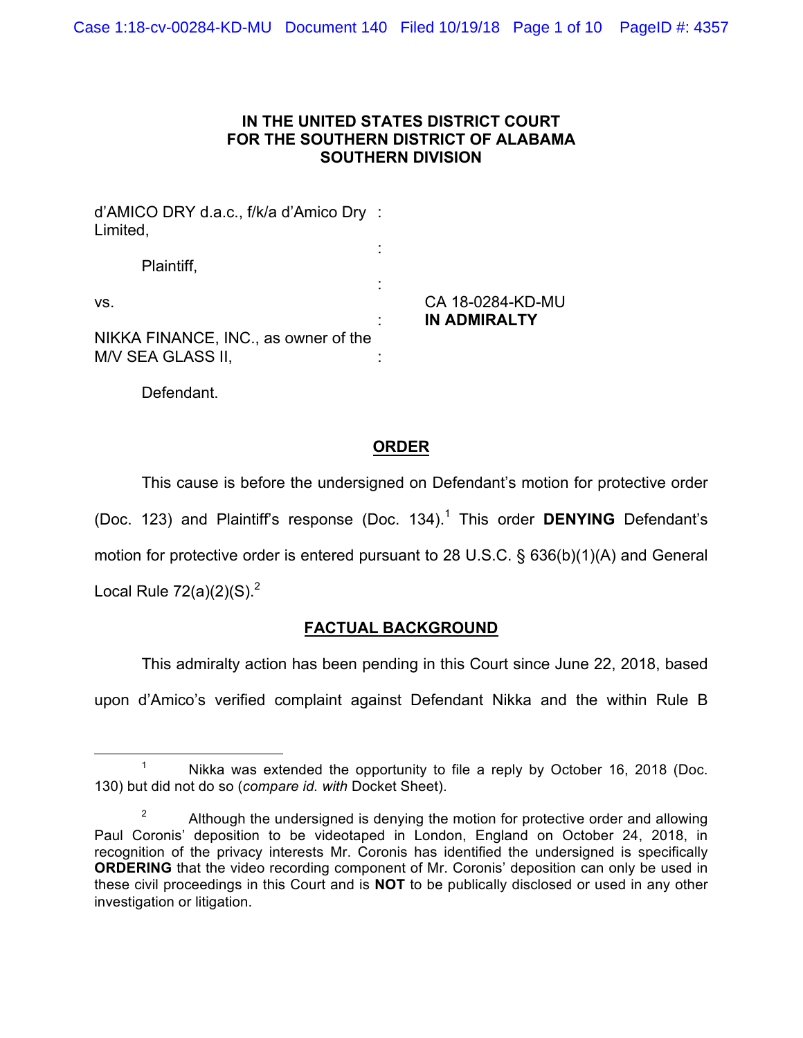**IN THE UNITED STATES DISTRICT COURT**
**FOR THE SOUTHERN DISTRICT OF ALABAMA**
**SOUTHERN DIVISION**

d'AMICO DRY d.a.c., f/k/a d'Amico Dry Limited,

Plaintiff,

vs. CA 18-0284-KD-MU

**IN ADMIRALTY**

NIKKA FINANCE, INC., as owner of the M/V SEA GLASS II,

Defendant.

## ORDER

This cause is before the undersigned on Defendant's motion for protective order (Doc. 123) and Plaintiff's response (Doc. 134).[1] This order **DENYING** Defendant's motion for protective order is entered pursuant to 28 U.S.C. § 636(b)(1)(A) and General Local Rule 72(a)(2)(S).[2]

## FACTUAL BACKGROUND

This admiralty action has been pending in this Court since June 22, 2018, based upon d'Amico's verified complaint against Defendant Nikka and the within Rule B

---

[1] Nikka was extended the opportunity to file a reply by October 16, 2018 (Doc. 130) but did not do so (*compare id. with* Docket Sheet).

[2] Although the undersigned is denying the motion for protective order and allowing Paul Coronis' deposition to be videotaped in London, England on October 24, 2018, in recognition of the privacy interests Mr. Coronis has identified the undersigned is specifically **ORDERING** that the video recording component of Mr. Coronis' deposition can only be used in these civil proceedings in this Court and is **NOT** to be publically disclosed or used in any other investigation or litigation.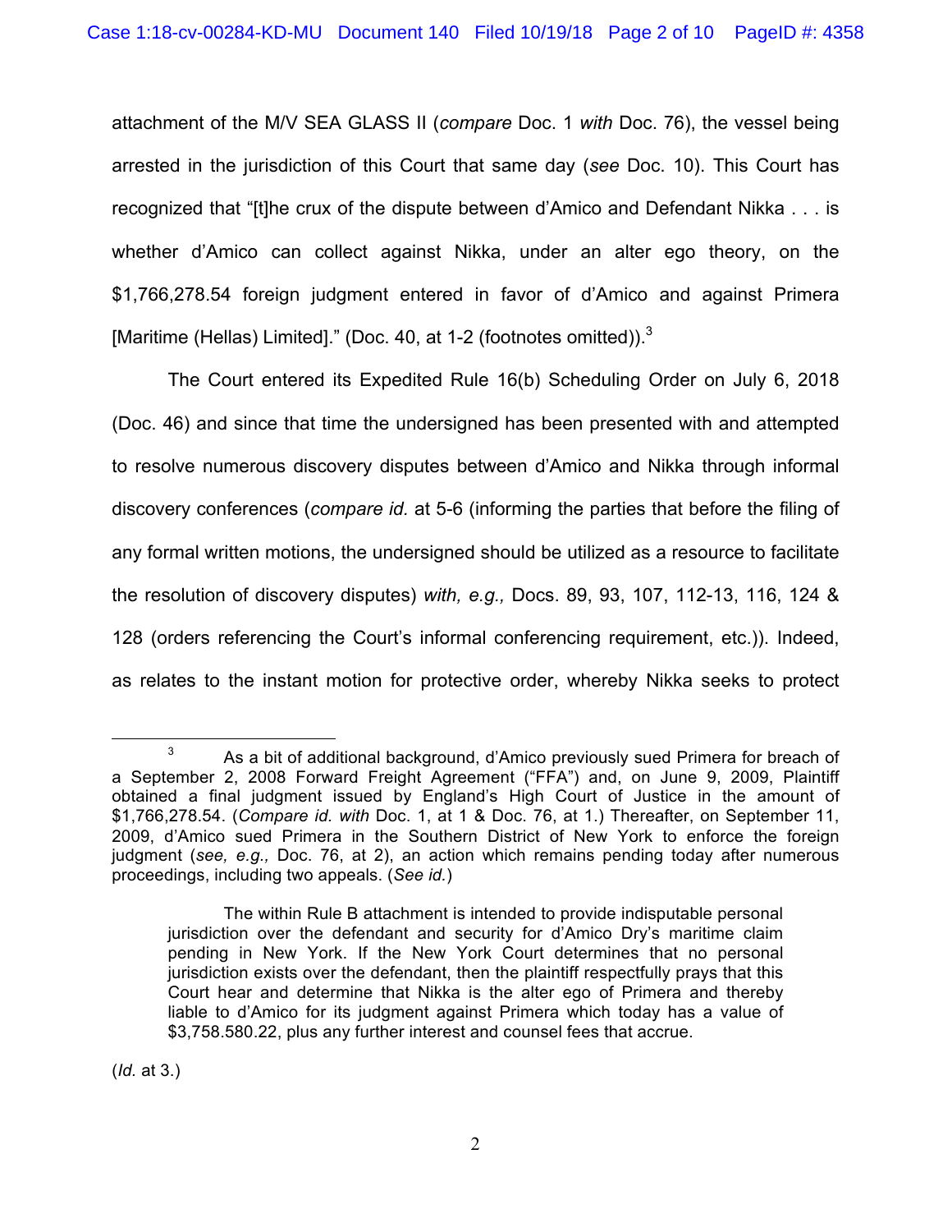attachment of the M/V SEA GLASS II (*compare* Doc. 1 *with* Doc. 76), the vessel being arrested in the jurisdiction of this Court that same day (*see* Doc. 10). This Court has recognized that "[t]he crux of the dispute between d'Amico and Defendant Nikka . . . is whether d'Amico can collect against Nikka, under an alter ego theory, on the $1,766,278.54 foreign judgment entered in favor of d'Amico and against Primera [Maritime (Hellas) Limited]." (Doc. 40, at 1-2 (footnotes omitted)).[3]

The Court entered its Expedited Rule 16(b) Scheduling Order on July 6, 2018 (Doc. 46) and since that time the undersigned has been presented with and attempted to resolve numerous discovery disputes between d'Amico and Nikka through informal discovery conferences (*compare id.* at 5-6 (informing the parties that before the filing of any formal written motions, the undersigned should be utilized as a resource to facilitate the resolution of discovery disputes) *with, e.g.,* Docs. 89, 93, 107, 112-13, 116, 124 & 128 (orders referencing the Court's informal conferencing requirement, etc.)). Indeed, as relates to the instant motion for protective order, whereby Nikka seeks to protect

---

[3] As a bit of additional background, d'Amico previously sued Primera for breach of a September 2, 2008 Forward Freight Agreement ("FFA") and, on June 9, 2009, Plaintiff obtained a final judgment issued by England's High Court of Justice in the amount of $1,766,278.54. (*Compare id. with* Doc. 1, at 1 & Doc. 76, at 1.) Thereafter, on September 11, 2009, d'Amico sued Primera in the Southern District of New York to enforce the foreign judgment (*see, e.g.,* Doc. 76, at 2), an action which remains pending today after numerous proceedings, including two appeals. (*See id.*)

> The within Rule B attachment is intended to provide indisputable personal jurisdiction over the defendant and security for d'Amico Dry's maritime claim pending in New York. If the New York Court determines that no personal jurisdiction exists over the defendant, then the plaintiff respectfully prays that this Court hear and determine that Nikka is the alter ego of Primera and thereby liable to d'Amico for its judgment against Primera which today has a value of $3,758.580.22, plus any further interest and counsel fees that accrue.

(*Id.* at 3.)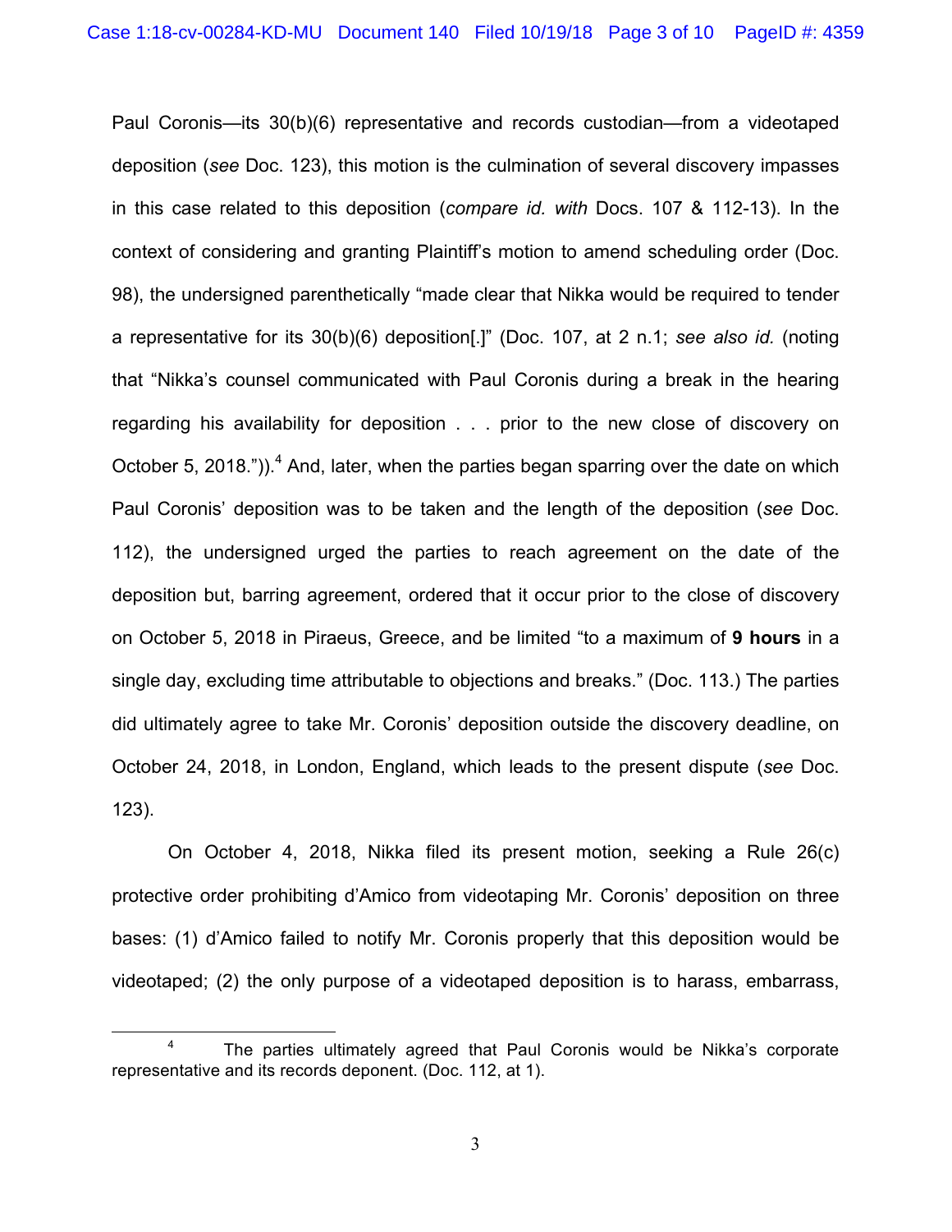Paul Coronis—its 30(b)(6) representative and records custodian—from a videotaped deposition (*see* Doc. 123), this motion is the culmination of several discovery impasses in this case related to this deposition (*compare id. with* Docs. 107 & 112-13). In the context of considering and granting Plaintiff's motion to amend scheduling order (Doc. 98), the undersigned parenthetically "made clear that Nikka would be required to tender a representative for its 30(b)(6) deposition[.]" (Doc. 107, at 2 n.1; *see also id.* (noting that "Nikka's counsel communicated with Paul Coronis during a break in the hearing regarding his availability for deposition . . . prior to the new close of discovery on October 5, 2018.")).[4] And, later, when the parties began sparring over the date on which Paul Coronis' deposition was to be taken and the length of the deposition (*see* Doc. 112), the undersigned urged the parties to reach agreement on the date of the deposition but, barring agreement, ordered that it occur prior to the close of discovery on October 5, 2018 in Piraeus, Greece, and be limited "to a maximum of **9 hours** in a single day, excluding time attributable to objections and breaks." (Doc. 113.) The parties did ultimately agree to take Mr. Coronis' deposition outside the discovery deadline, on October 24, 2018, in London, England, which leads to the present dispute (*see* Doc. 123).

On October 4, 2018, Nikka filed its present motion, seeking a Rule 26(c) protective order prohibiting d'Amico from videotaping Mr. Coronis' deposition on three bases: (1) d'Amico failed to notify Mr. Coronis properly that this deposition would be videotaped; (2) the only purpose of a videotaped deposition is to harass, embarrass,

---

[4] The parties ultimately agreed that Paul Coronis would be Nikka's corporate representative and its records deponent. (Doc. 112, at 1).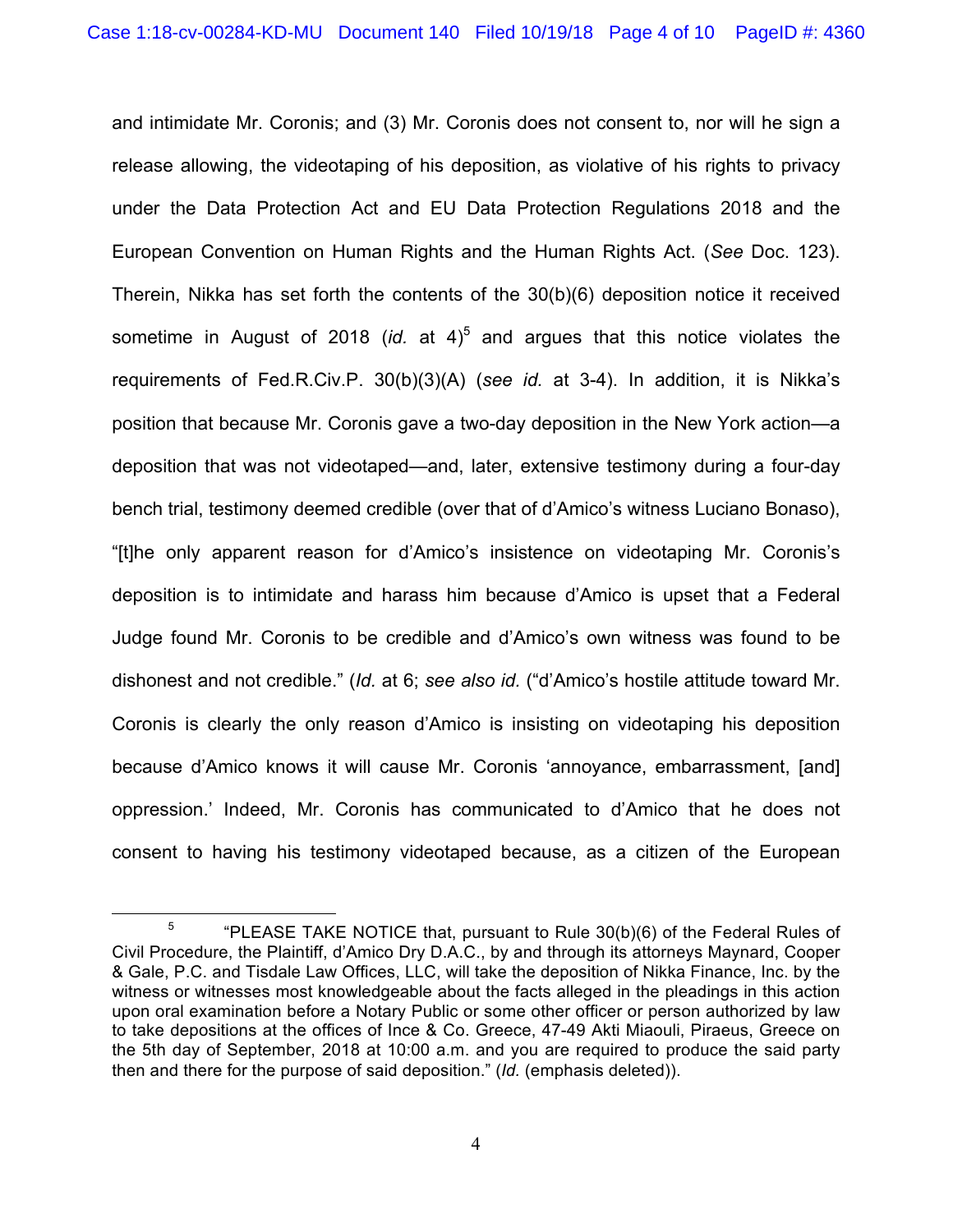and intimidate Mr. Coronis; and (3) Mr. Coronis does not consent to, nor will he sign a release allowing, the videotaping of his deposition, as violative of his rights to privacy under the Data Protection Act and EU Data Protection Regulations 2018 and the European Convention on Human Rights and the Human Rights Act. (*See* Doc. 123). Therein, Nikka has set forth the contents of the 30(b)(6) deposition notice it received sometime in August of 2018 (*id.* at 4)[5] and argues that this notice violates the requirements of Fed.R.Civ.P. 30(b)(3)(A) (*see id.* at 3-4). In addition, it is Nikka's position that because Mr. Coronis gave a two-day deposition in the New York action—a deposition that was not videotaped—and, later, extensive testimony during a four-day bench trial, testimony deemed credible (over that of d'Amico's witness Luciano Bonaso), "[t]he only apparent reason for d'Amico's insistence on videotaping Mr. Coronis's deposition is to intimidate and harass him because d'Amico is upset that a Federal Judge found Mr. Coronis to be credible and d'Amico's own witness was found to be dishonest and not credible." (*Id.* at 6; *see also id.* ("d'Amico's hostile attitude toward Mr. Coronis is clearly the only reason d'Amico is insisting on videotaping his deposition because d'Amico knows it will cause Mr. Coronis 'annoyance, embarrassment, [and] oppression.' Indeed, Mr. Coronis has communicated to d'Amico that he does not consent to having his testimony videotaped because, as a citizen of the European

---

[5] "PLEASE TAKE NOTICE that, pursuant to Rule 30(b)(6) of the Federal Rules of Civil Procedure, the Plaintiff, d'Amico Dry D.A.C., by and through its attorneys Maynard, Cooper & Gale, P.C. and Tisdale Law Offices, LLC, will take the deposition of Nikka Finance, Inc. by the witness or witnesses most knowledgeable about the facts alleged in the pleadings in this action upon oral examination before a Notary Public or some other officer or person authorized by law to take depositions at the offices of Ince & Co. Greece, 47-49 Akti Miaouli, Piraeus, Greece on the 5th day of September, 2018 at 10:00 a.m. and you are required to produce the said party then and there for the purpose of said deposition." (*Id.* (emphasis deleted)).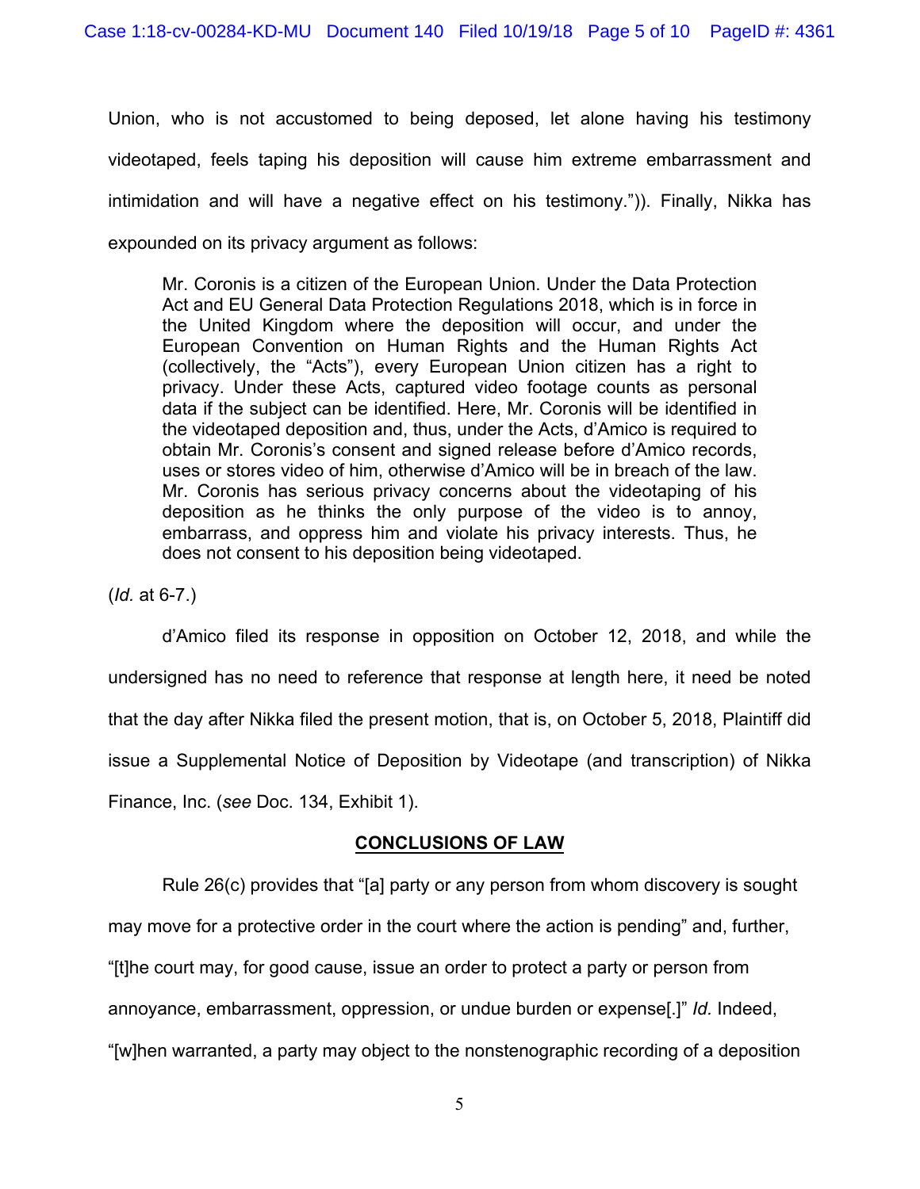Union, who is not accustomed to being deposed, let alone having his testimony videotaped, feels taping his deposition will cause him extreme embarrassment and intimidation and will have a negative effect on his testimony.")). Finally, Nikka has expounded on its privacy argument as follows:

> Mr. Coronis is a citizen of the European Union. Under the Data Protection Act and EU General Data Protection Regulations 2018, which is in force in the United Kingdom where the deposition will occur, and under the European Convention on Human Rights and the Human Rights Act (collectively, the "Acts"), every European Union citizen has a right to privacy. Under these Acts, captured video footage counts as personal data if the subject can be identified. Here, Mr. Coronis will be identified in the videotaped deposition and, thus, under the Acts, d'Amico is required to obtain Mr. Coronis's consent and signed release before d'Amico records, uses or stores video of him, otherwise d'Amico will be in breach of the law. Mr. Coronis has serious privacy concerns about the videotaping of his deposition as he thinks the only purpose of the video is to annoy, embarrass, and oppress him and violate his privacy interests. Thus, he does not consent to his deposition being videotaped.

(*Id.* at 6-7.)

d'Amico filed its response in opposition on October 12, 2018, and while the undersigned has no need to reference that response at length here, it need be noted that the day after Nikka filed the present motion, that is, on October 5, 2018, Plaintiff did issue a Supplemental Notice of Deposition by Videotape (and transcription) of Nikka Finance, Inc. (*see* Doc. 134, Exhibit 1).

## CONCLUSIONS OF LAW

Rule 26(c) provides that "[a] party or any person from whom discovery is sought may move for a protective order in the court where the action is pending" and, further, "[t]he court may, for good cause, issue an order to protect a party or person from annoyance, embarrassment, oppression, or undue burden or expense[.]" *Id.* Indeed, "[w]hen warranted, a party may object to the nonstenographic recording of a deposition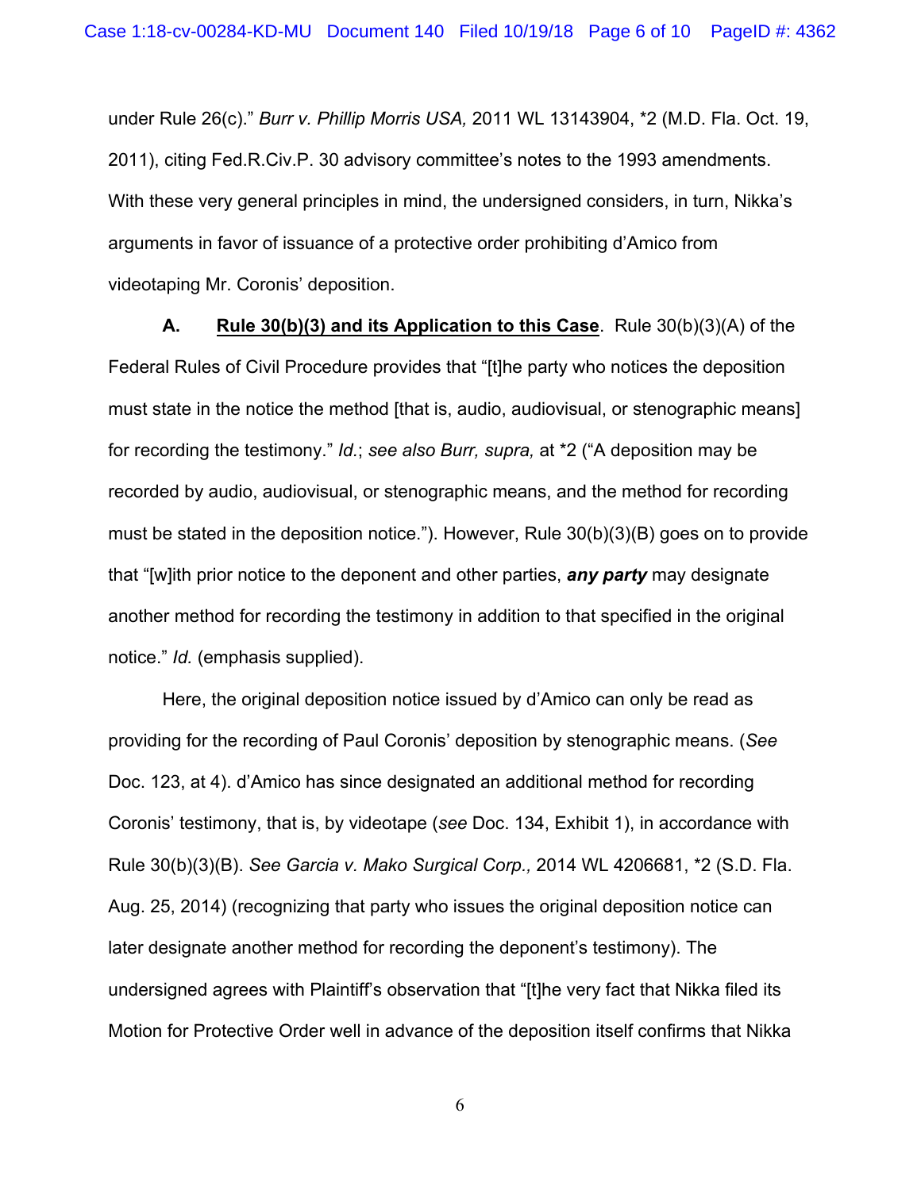under Rule 26(c)." *Burr v. Phillip Morris USA,* 2011 WL 13143904, *2 (M.D. Fla. Oct. 19, 2011), citing Fed.R.Civ.P. 30 advisory committee's notes to the 1993 amendments. With these very general principles in mind, the undersigned considers, in turn, Nikka's arguments in favor of issuance of a protective order prohibiting d'Amico from videotaping Mr. Coronis' deposition.

**A. <u>Rule 30(b)(3) and its Application to this Case</u>**. Rule 30(b)(3)(A) of the Federal Rules of Civil Procedure provides that "[t]he party who notices the deposition must state in the notice the method [that is, audio, audiovisual, or stenographic means] for recording the testimony." *Id.*; *see also Burr, supra,* at *2 ("A deposition may be recorded by audio, audiovisual, or stenographic means, and the method for recording must be stated in the deposition notice."). However, Rule 30(b)(3)(B) goes on to provide that "[w]ith prior notice to the deponent and other parties, ***any party*** may designate another method for recording the testimony in addition to that specified in the original notice." *Id.* (emphasis supplied).

Here, the original deposition notice issued by d'Amico can only be read as providing for the recording of Paul Coronis' deposition by stenographic means. (*See* Doc. 123, at 4). d'Amico has since designated an additional method for recording Coronis' testimony, that is, by videotape (*see* Doc. 134, Exhibit 1), in accordance with Rule 30(b)(3)(B). *See Garcia v. Mako Surgical Corp.,* 2014 WL 4206681, *2 (S.D. Fla. Aug. 25, 2014) (recognizing that party who issues the original deposition notice can later designate another method for recording the deponent's testimony). The undersigned agrees with Plaintiff's observation that "[t]he very fact that Nikka filed its Motion for Protective Order well in advance of the deposition itself confirms that Nikka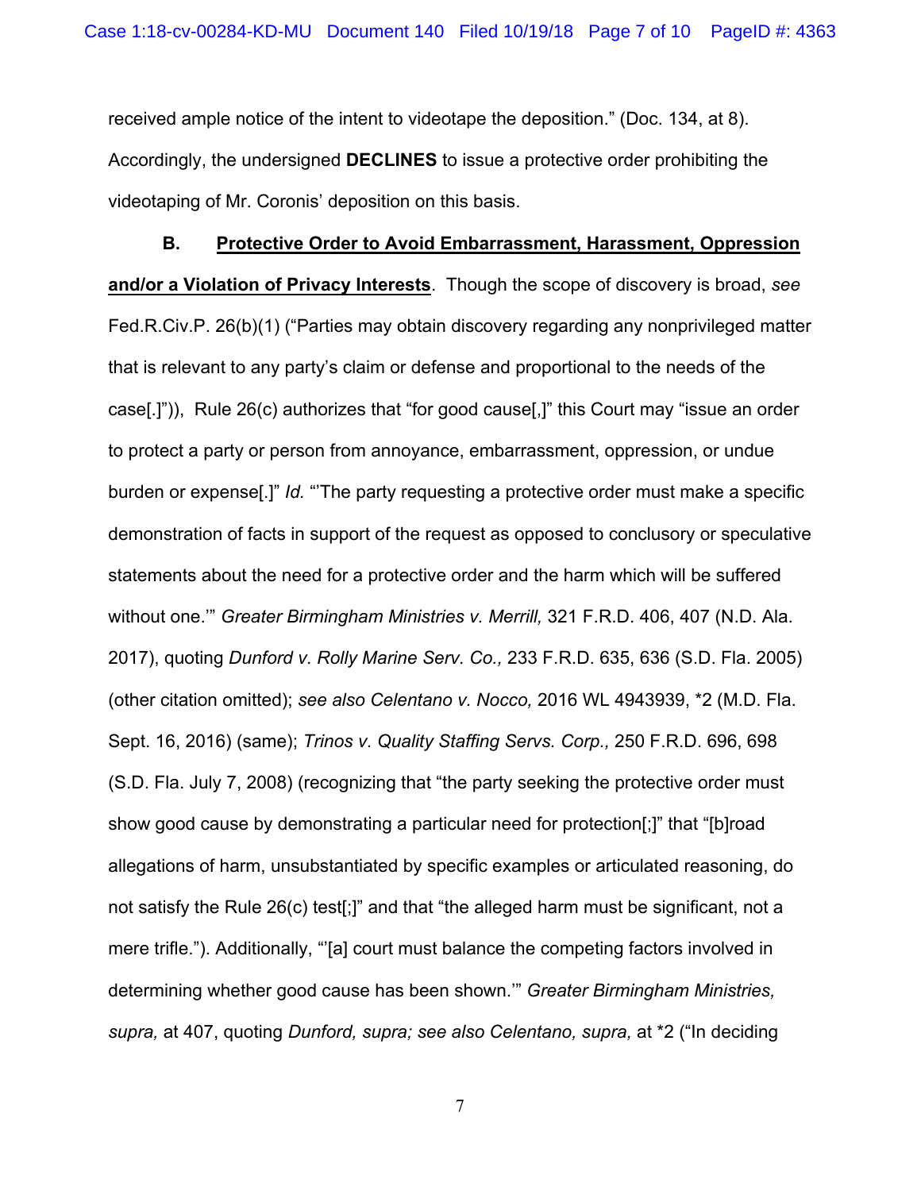received ample notice of the intent to videotape the deposition." (Doc. 134, at 8). Accordingly, the undersigned **DECLINES** to issue a protective order prohibiting the videotaping of Mr. Coronis' deposition on this basis.

**B. <u>Protective Order to Avoid Embarrassment, Harassment, Oppression and/or a Violation of Privacy Interests</u>**. Though the scope of discovery is broad, *see* Fed.R.Civ.P. 26(b)(1) ("Parties may obtain discovery regarding any nonprivileged matter that is relevant to any party's claim or defense and proportional to the needs of the case[.]")), Rule 26(c) authorizes that "for good cause[,]" this Court may "issue an order to protect a party or person from annoyance, embarrassment, oppression, or undue burden or expense[.]" *Id.* "'The party requesting a protective order must make a specific demonstration of facts in support of the request as opposed to conclusory or speculative statements about the need for a protective order and the harm which will be suffered without one.'" *Greater Birmingham Ministries v. Merrill,* 321 F.R.D. 406, 407 (N.D. Ala. 2017), quoting *Dunford v. Rolly Marine Serv. Co.,* 233 F.R.D. 635, 636 (S.D. Fla. 2005) (other citation omitted); *see also Celentano v. Nocco,* 2016 WL 4943939, *2 (M.D. Fla. Sept. 16, 2016) (same); *Trinos v. Quality Staffing Servs. Corp.,* 250 F.R.D. 696, 698 (S.D. Fla. July 7, 2008) (recognizing that "the party seeking the protective order must show good cause by demonstrating a particular need for protection[;]" that "[b]road allegations of harm, unsubstantiated by specific examples or articulated reasoning, do not satisfy the Rule 26(c) test[;]" and that "the alleged harm must be significant, not a mere trifle."). Additionally, "'[a] court must balance the competing factors involved in determining whether good cause has been shown.'" *Greater Birmingham Ministries, supra,* at 407, quoting *Dunford, supra; see also Celentano, supra,* at *2 ("In deciding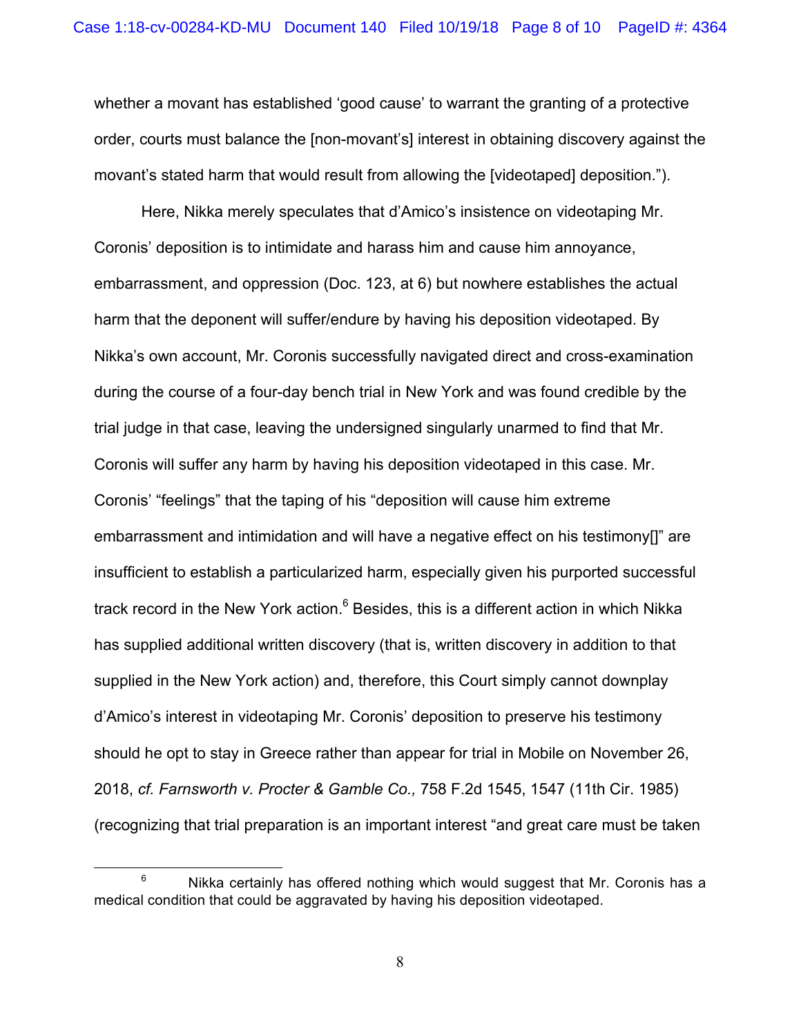whether a movant has established 'good cause' to warrant the granting of a protective order, courts must balance the [non-movant's] interest in obtaining discovery against the movant's stated harm that would result from allowing the [videotaped] deposition.").

Here, Nikka merely speculates that d'Amico's insistence on videotaping Mr. Coronis' deposition is to intimidate and harass him and cause him annoyance, embarrassment, and oppression (Doc. 123, at 6) but nowhere establishes the actual harm that the deponent will suffer/endure by having his deposition videotaped. By Nikka's own account, Mr. Coronis successfully navigated direct and cross-examination during the course of a four-day bench trial in New York and was found credible by the trial judge in that case, leaving the undersigned singularly unarmed to find that Mr. Coronis will suffer any harm by having his deposition videotaped in this case. Mr. Coronis' "feelings" that the taping of his "deposition will cause him extreme embarrassment and intimidation and will have a negative effect on his testimony[]" are insufficient to establish a particularized harm, especially given his purported successful track record in the New York action.[6] Besides, this is a different action in which Nikka has supplied additional written discovery (that is, written discovery in addition to that supplied in the New York action) and, therefore, this Court simply cannot downplay d'Amico's interest in videotaping Mr. Coronis' deposition to preserve his testimony should he opt to stay in Greece rather than appear for trial in Mobile on November 26, 2018, *cf. Farnsworth v. Procter & Gamble Co.,* 758 F.2d 1545, 1547 (11th Cir. 1985) (recognizing that trial preparation is an important interest "and great care must be taken

---

[6] Nikka certainly has offered nothing which would suggest that Mr. Coronis has a medical condition that could be aggravated by having his deposition videotaped.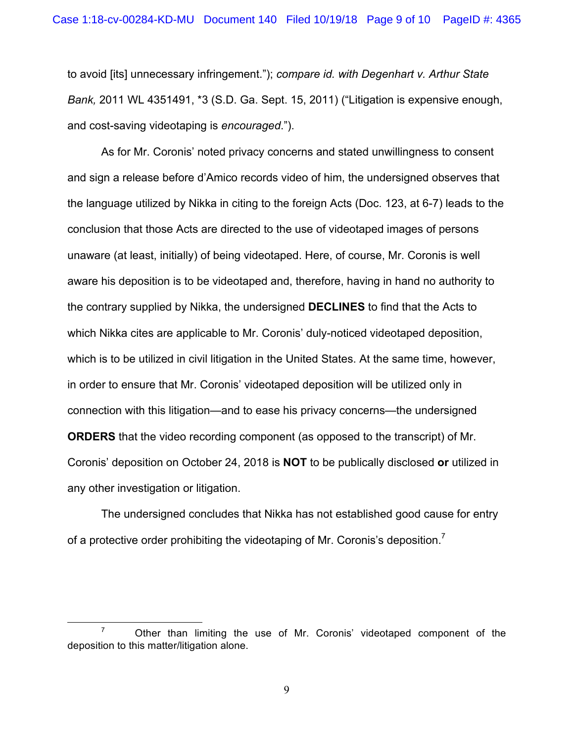to avoid [its] unnecessary infringement."); *compare id. with Degenhart v. Arthur State Bank,* 2011 WL 4351491, *3 (S.D. Ga. Sept. 15, 2011) ("Litigation is expensive enough, and cost-saving videotaping is *encouraged*.").

As for Mr. Coronis' noted privacy concerns and stated unwillingness to consent and sign a release before d'Amico records video of him, the undersigned observes that the language utilized by Nikka in citing to the foreign Acts (Doc. 123, at 6-7) leads to the conclusion that those Acts are directed to the use of videotaped images of persons unaware (at least, initially) of being videotaped. Here, of course, Mr. Coronis is well aware his deposition is to be videotaped and, therefore, having in hand no authority to the contrary supplied by Nikka, the undersigned **DECLINES** to find that the Acts to which Nikka cites are applicable to Mr. Coronis' duly-noticed videotaped deposition, which is to be utilized in civil litigation in the United States. At the same time, however, in order to ensure that Mr. Coronis' videotaped deposition will be utilized only in connection with this litigation—and to ease his privacy concerns—the undersigned **ORDERS** that the video recording component (as opposed to the transcript) of Mr. Coronis' deposition on October 24, 2018 is **NOT** to be publically disclosed **or** utilized in any other investigation or litigation.

The undersigned concludes that Nikka has not established good cause for entry of a protective order prohibiting the videotaping of Mr. Coronis's deposition.[7]

---

[7] Other than limiting the use of Mr. Coronis' videotaped component of the deposition to this matter/litigation alone.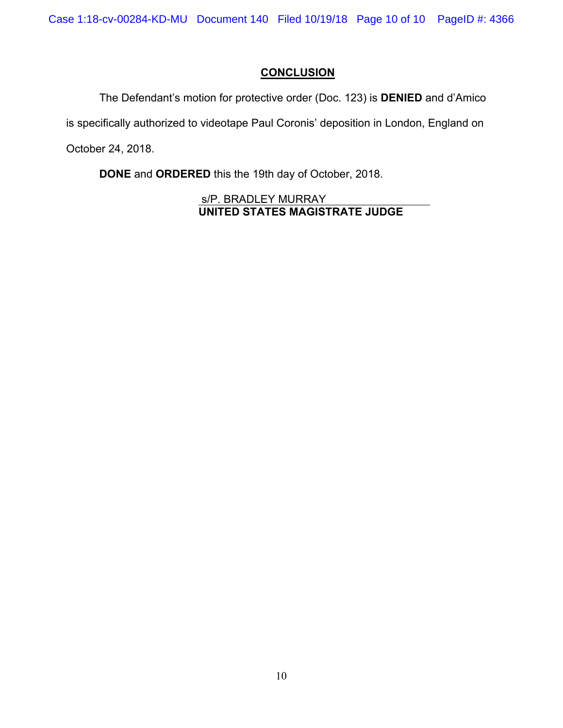## CONCLUSION

The Defendant's motion for protective order (Doc. 123) is **DENIED** and d'Amico is specifically authorized to videotape Paul Coronis' deposition in London, England on October 24, 2018.

**DONE** and **ORDERED** this the 19th day of October, 2018.

s/P. BRADLEY MURRAY
**UNITED STATES MAGISTRATE JUDGE**